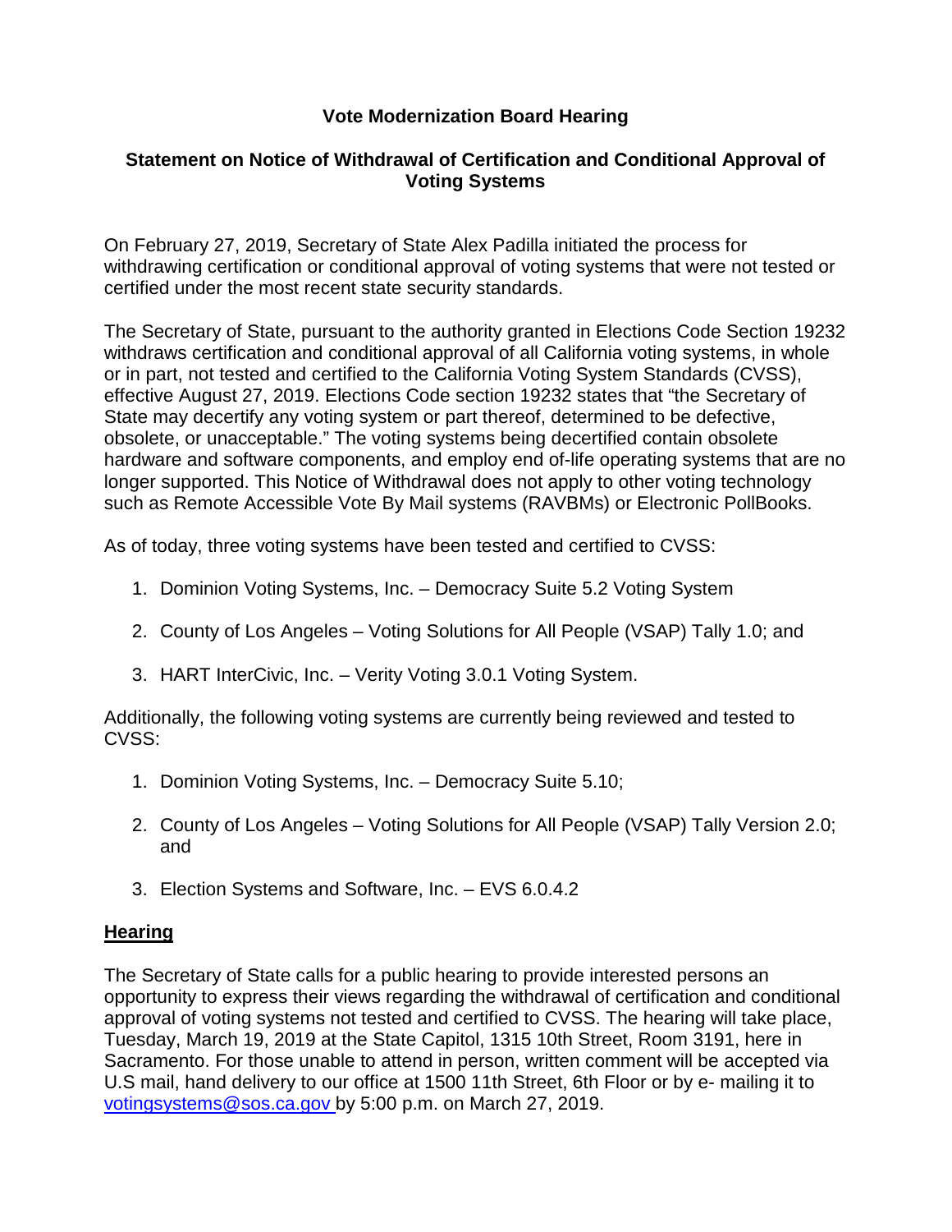# Vote Modernization Board Hearing

## Statement on Notice of Withdrawal of Certification and Conditional Approval of Voting Systems

On February 27, 2019, Secretary of State Alex Padilla initiated the process for withdrawing certification or conditional approval of voting systems that were not tested or certified under the most recent state security standards.

The Secretary of State, pursuant to the authority granted in Elections Code Section 19232 withdraws certification and conditional approval of all California voting systems, in whole or in part, not tested and certified to the California Voting System Standards (CVSS), effective August 27, 2019. Elections Code section 19232 states that "the Secretary of State may decertify any voting system or part thereof, determined to be defective, obsolete, or unacceptable." The voting systems being decertified contain obsolete hardware and software components, and employ end of-life operating systems that are no longer supported. This Notice of Withdrawal does not apply to other voting technology such as Remote Accessible Vote By Mail systems (RAVBMs) or Electronic PollBooks.

As of today, three voting systems have been tested and certified to CVSS:

1. Dominion Voting Systems, Inc. – Democracy Suite 5.2 Voting System
2. County of Los Angeles – Voting Solutions for All People (VSAP) Tally 1.0; and
3. HART InterCivic, Inc. – Verity Voting 3.0.1 Voting System.

Additionally, the following voting systems are currently being reviewed and tested to CVSS:

1. Dominion Voting Systems, Inc. – Democracy Suite 5.10;
2. County of Los Angeles – Voting Solutions for All People (VSAP) Tally Version 2.0; and
3. Election Systems and Software, Inc. – EVS 6.0.4.2

**Hearing**

The Secretary of State calls for a public hearing to provide interested persons an opportunity to express their views regarding the withdrawal of certification and conditional approval of voting systems not tested and certified to CVSS. The hearing will take place, Tuesday, March 19, 2019 at the State Capitol, 1315 10th Street, Room 3191, here in Sacramento. For those unable to attend in person, written comment will be accepted via U.S mail, hand delivery to our office at 1500 11th Street, 6th Floor or by e- mailing it to votingsystems@sos.ca.gov by 5:00 p.m. on March 27, 2019.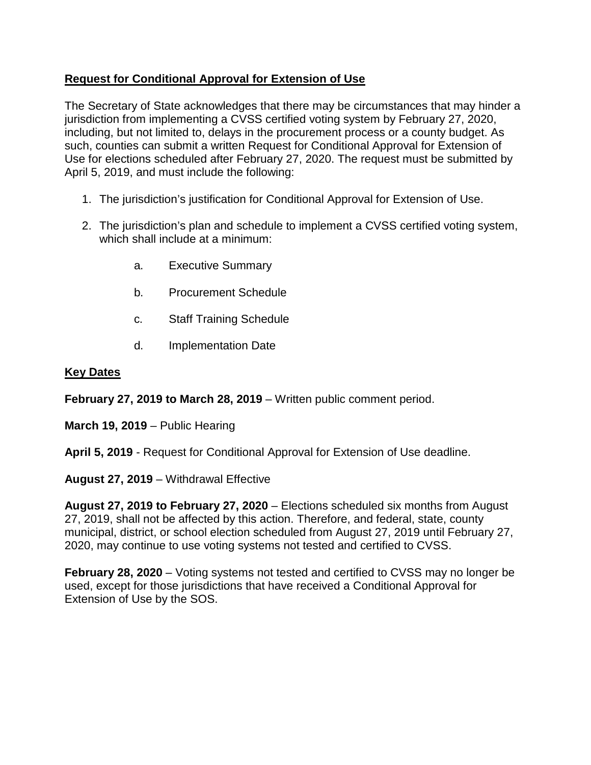**<u>Request for Conditional Approval for Extension of Use</u>**

The Secretary of State acknowledges that there may be circumstances that may hinder a jurisdiction from implementing a CVSS certified voting system by February 27, 2020, including, but not limited to, delays in the procurement process or a county budget. As such, counties can submit a written Request for Conditional Approval for Extension of Use for elections scheduled after February 27, 2020. The request must be submitted by April 5, 2019, and must include the following:

1. The jurisdiction's justification for Conditional Approval for Extension of Use.

2. The jurisdiction's plan and schedule to implement a CVSS certified voting system, which shall include at a minimum:

    a. Executive Summary

    b. Procurement Schedule

    c. Staff Training Schedule

    d. Implementation Date

**<u>Key Dates</u>**

**February 27, 2019 to March 28, 2019** – Written public comment period.

**March 19, 2019** – Public Hearing

**April 5, 2019** - Request for Conditional Approval for Extension of Use deadline.

**August 27, 2019** – Withdrawal Effective

**August 27, 2019 to February 27, 2020** – Elections scheduled six months from August 27, 2019, shall not be affected by this action. Therefore, and federal, state, county municipal, district, or school election scheduled from August 27, 2019 until February 27, 2020, may continue to use voting systems not tested and certified to CVSS.

**February 28, 2020** – Voting systems not tested and certified to CVSS may no longer be used, except for those jurisdictions that have received a Conditional Approval for Extension of Use by the SOS.